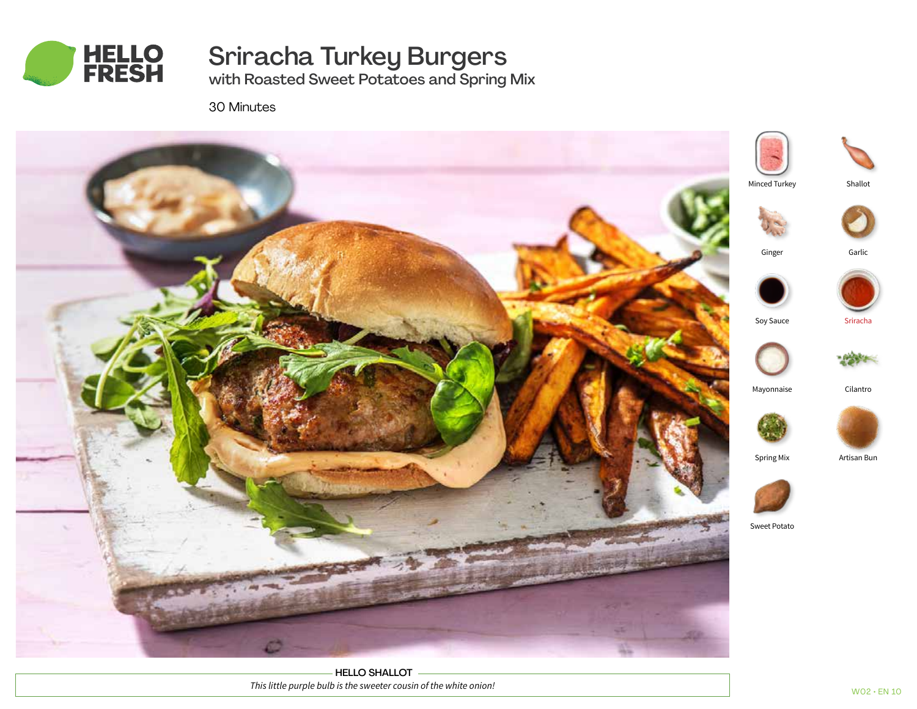# Sriracha Turkey Burgers

## with Roasted Sweet Potatoes and Spring Mix

30 Minutes

- Minced Turkey
- Shallot
- Ginger
- Garlic
- Soy Sauce
- Sriracha
- Mayonnaise
- Cilantro
- Spring Mix
- Artisan Bun
- Sweet Potato

**HELLO SHALLOT**

*This little purple bulb is the sweeter cousin of the white onion!*

W02 · EN 10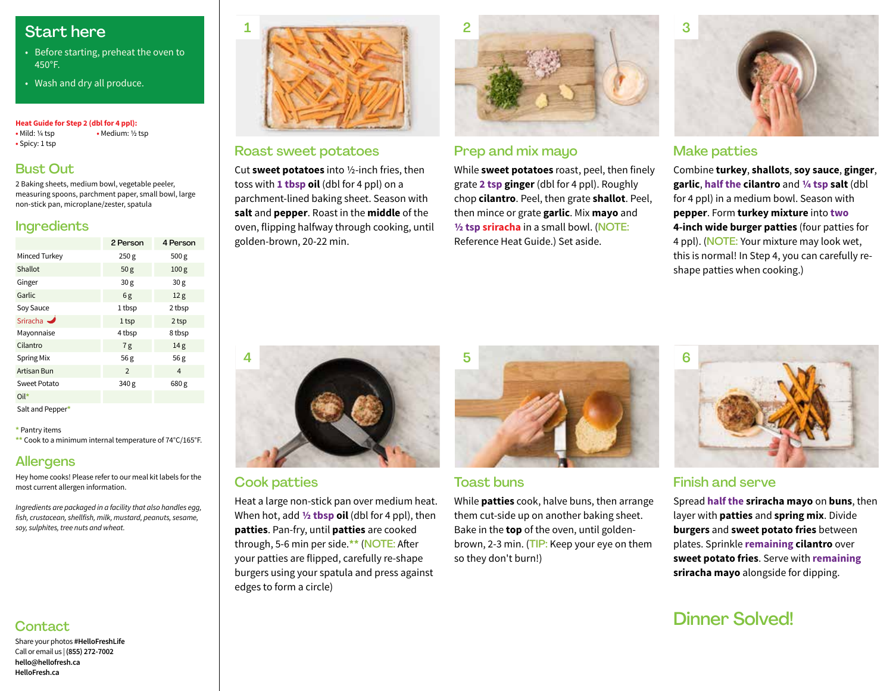## Start here

- Before starting, preheat the oven to 450°F.
- Wash and dry all produce.

**Heat Guide for Step 2 (dbl for 4 ppl):**
- Mild: ¼ tsp
- Medium: ½ tsp
- Spicy: 1 tsp

## Bust Out

2 Baking sheets, medium bowl, vegetable peeler, measuring spoons, parchment paper, small bowl, large non-stick pan, microplane/zester, spatula

## Ingredients

| | 2 Person | 4 Person |
|---|---|---|
| Minced Turkey | 250 g | 500 g |
| Shallot | 50 g | 100 g |
| Ginger | 30 g | 30 g |
| Garlic | 6 g | 12 g |
| Soy Sauce | 1 tbsp | 2 tbsp |
| Sriracha | 1 tsp | 2 tsp |
| Mayonnaise | 4 tbsp | 8 tbsp |
| Cilantro | 7 g | 14 g |
| Spring Mix | 56 g | 56 g |
| Artisan Bun | 2 | 4 |
| Sweet Potato | 340 g | 680 g |
| Oil* | | |
| Salt and Pepper* | | |

\* Pantry items
\*\* Cook to a minimum internal temperature of 74°C/165°F.

## Allergens

Hey home cooks! Please refer to our meal kit labels for the most current allergen information.

*Ingredients are packaged in a facility that also handles egg, fish, crustacean, shellfish, milk, mustard, peanuts, sesame, soy, sulphites, tree nuts and wheat.*

## Contact

Share your photos **#HelloFreshLife**
Call or email us | **(855) 272-7002**
**hello@hellofresh.ca**
**HelloFresh.ca**

## 1 Roast sweet potatoes

Cut **sweet potatoes** into ½-inch fries, then toss with **1 tbsp oil** (dbl for 4 ppl) on a parchment-lined baking sheet. Season with **salt** and **pepper**. Roast in the **middle** of the oven, flipping halfway through cooking, until golden-brown, 20-22 min.

## 2 Prep and mix mayo

While **sweet potatoes** roast, peel, then finely grate **2 tsp ginger** (dbl for 4 ppl). Roughly chop **cilantro**. Peel, then grate **shallot**. Peel, then mince or grate **garlic**. Mix **mayo** and **½ tsp sriracha** in a small bowl. (NOTE: Reference Heat Guide.) Set aside.

## 3 Make patties

Combine **turkey**, **shallots**, **soy sauce**, **ginger**, **garlic**, **half the cilantro** and **¼ tsp salt** (dbl for 4 ppl) in a medium bowl. Season with **pepper**. Form **turkey mixture** into **two 4-inch wide burger patties** (four patties for 4 ppl). (NOTE: Your mixture may look wet, this is normal! In Step 4, you can carefully re-shape patties when cooking.)

## 4 Cook patties

Heat a large non-stick pan over medium heat. When hot, add **½ tbsp oil** (dbl for 4 ppl), then **patties**. Pan-fry, until **patties** are cooked through, 5-6 min per side.\*\* (NOTE: After your patties are flipped, carefully re-shape burgers using your spatula and press against edges to form a circle)

## 5 Toast buns

While **patties** cook, halve buns, then arrange them cut-side up on another baking sheet. Bake in the **top** of the oven, until golden-brown, 2-3 min. (TIP: Keep your eye on them so they don't burn!)

## 6 Finish and serve

Spread **half the sriracha mayo** on **buns**, then layer with **patties** and **spring mix**. Divide **burgers** and **sweet potato fries** between plates. Sprinkle **remaining cilantro** over **sweet potato fries**. Serve with **remaining sriracha mayo** alongside for dipping.

## Dinner Solved!